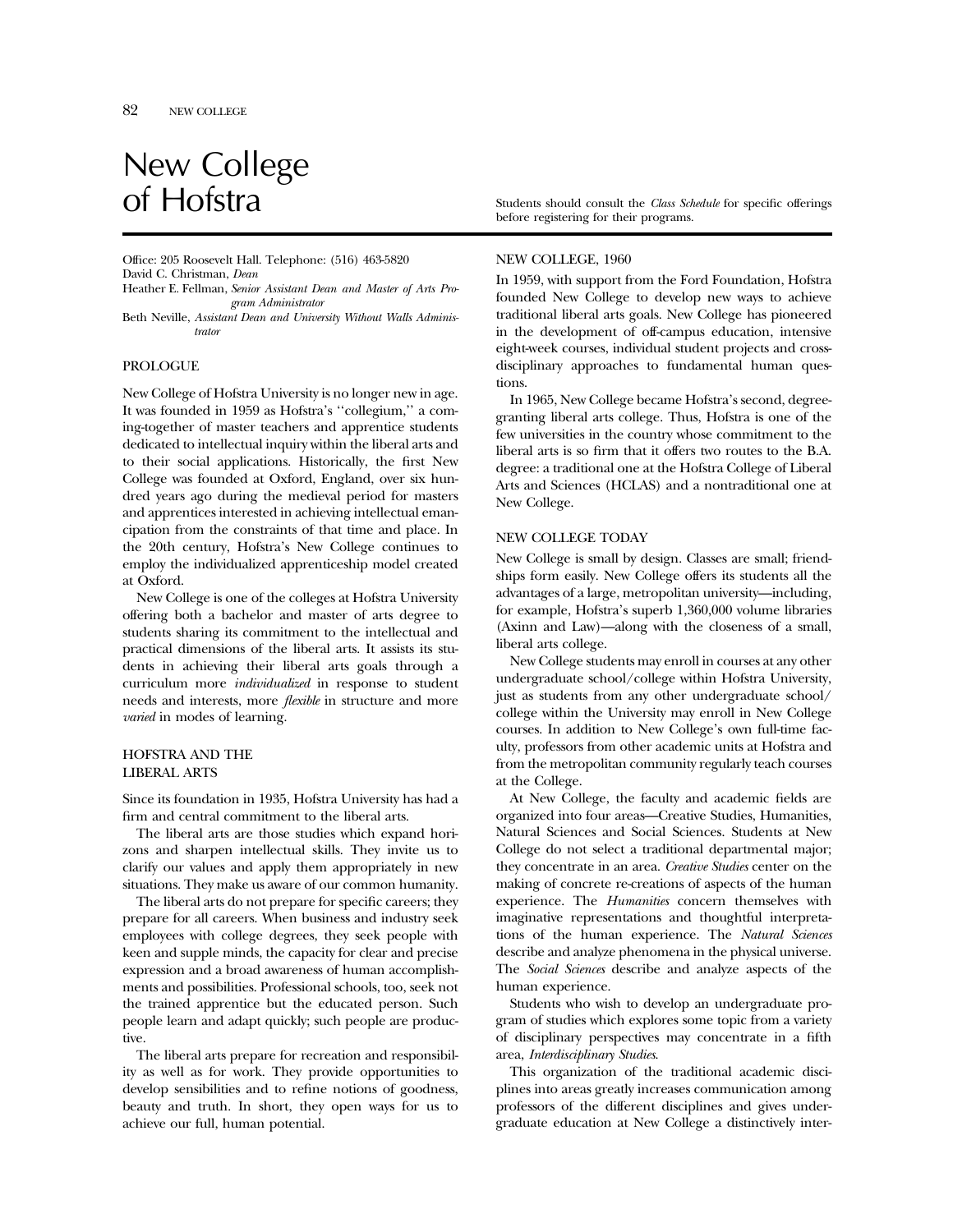# New College of Hofstra

Students should consult the *Class Schedule* for specific offerings before registering for their programs.

Office: 205 Roosevelt Hall. Telephone: (516) 463-5820
David C. Christman, *Dean*
Heather E. Fellman, *Senior Assistant Dean and Master of Arts Program Administrator*
Beth Neville, *Assistant Dean and University Without Walls Administrator*

## PROLOGUE

New College of Hofstra University is no longer new in age. It was founded in 1959 as Hofstra's ''collegium,'' a coming-together of master teachers and apprentice students dedicated to intellectual inquiry within the liberal arts and to their social applications. Historically, the first New College was founded at Oxford, England, over six hundred years ago during the medieval period for masters and apprentices interested in achieving intellectual emancipation from the constraints of that time and place. In the 20th century, Hofstra's New College continues to employ the individualized apprenticeship model created at Oxford.

New College is one of the colleges at Hofstra University offering both a bachelor and master of arts degree to students sharing its commitment to the intellectual and practical dimensions of the liberal arts. It assists its students in achieving their liberal arts goals through a curriculum more *individualized* in response to student needs and interests, more *flexible* in structure and more *varied* in modes of learning.

## HOFSTRA AND THE LIBERAL ARTS

Since its foundation in 1935, Hofstra University has had a firm and central commitment to the liberal arts.

The liberal arts are those studies which expand horizons and sharpen intellectual skills. They invite us to clarify our values and apply them appropriately in new situations. They make us aware of our common humanity.

The liberal arts do not prepare for specific careers; they prepare for all careers. When business and industry seek employees with college degrees, they seek people with keen and supple minds, the capacity for clear and precise expression and a broad awareness of human accomplishments and possibilities. Professional schools, too, seek not the trained apprentice but the educated person. Such people learn and adapt quickly; such people are productive.

The liberal arts prepare for recreation and responsibility as well as for work. They provide opportunities to develop sensibilities and to refine notions of goodness, beauty and truth. In short, they open ways for us to achieve our full, human potential.

## NEW COLLEGE, 1960

In 1959, with support from the Ford Foundation, Hofstra founded New College to develop new ways to achieve traditional liberal arts goals. New College has pioneered in the development of off-campus education, intensive eight-week courses, individual student projects and cross-disciplinary approaches to fundamental human questions.

In 1965, New College became Hofstra's second, degree-granting liberal arts college. Thus, Hofstra is one of the few universities in the country whose commitment to the liberal arts is so firm that it offers two routes to the B.A. degree: a traditional one at the Hofstra College of Liberal Arts and Sciences (HCLAS) and a nontraditional one at New College.

## NEW COLLEGE TODAY

New College is small by design. Classes are small; friendships form easily. New College offers its students all the advantages of a large, metropolitan university—including, for example, Hofstra's superb 1,360,000 volume libraries (Axinn and Law)—along with the closeness of a small, liberal arts college.

New College students may enroll in courses at any other undergraduate school/college within Hofstra University, just as students from any other undergraduate school/college within the University may enroll in New College courses. In addition to New College's own full-time faculty, professors from other academic units at Hofstra and from the metropolitan community regularly teach courses at the College.

At New College, the faculty and academic fields are organized into four areas—Creative Studies, Humanities, Natural Sciences and Social Sciences. Students at New College do not select a traditional departmental major; they concentrate in an area. *Creative Studies* center on the making of concrete re-creations of aspects of the human experience. The *Humanities* concern themselves with imaginative representations and thoughtful interpretations of the human experience. The *Natural Sciences* describe and analyze phenomena in the physical universe. The *Social Sciences* describe and analyze aspects of the human experience.

Students who wish to develop an undergraduate program of studies which explores some topic from a variety of disciplinary perspectives may concentrate in a fifth area, *Interdisciplinary Studies*.

This organization of the traditional academic disciplines into areas greatly increases communication among professors of the different disciplines and gives undergraduate education at New College a distinctively inter-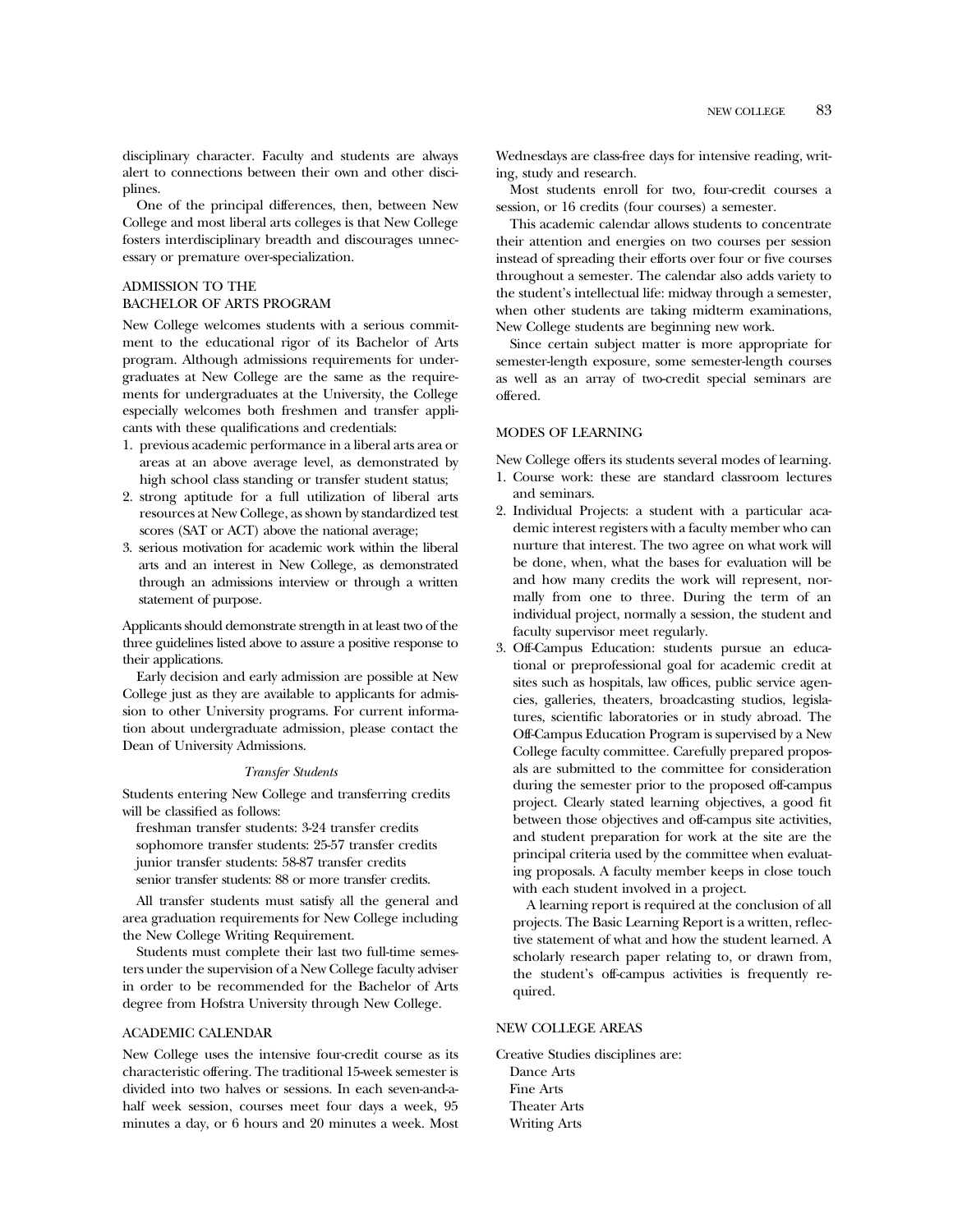disciplinary character. Faculty and students are always alert to connections between their own and other disciplines.

One of the principal differences, then, between New College and most liberal arts colleges is that New College fosters interdisciplinary breadth and discourages unnecessary or premature over-specialization.

## ADMISSION TO THE BACHELOR OF ARTS PROGRAM

New College welcomes students with a serious commitment to the educational rigor of its Bachelor of Arts program. Although admissions requirements for undergraduates at New College are the same as the requirements for undergraduates at the University, the College especially welcomes both freshmen and transfer applicants with these qualifications and credentials:

1. previous academic performance in a liberal arts area or areas at an above average level, as demonstrated by high school class standing or transfer student status;
2. strong aptitude for a full utilization of liberal arts resources at New College, as shown by standardized test scores (SAT or ACT) above the national average;
3. serious motivation for academic work within the liberal arts and an interest in New College, as demonstrated through an admissions interview or through a written statement of purpose.

Applicants should demonstrate strength in at least two of the three guidelines listed above to assure a positive response to their applications.

Early decision and early admission are possible at New College just as they are available to applicants for admission to other University programs. For current information about undergraduate admission, please contact the Dean of University Admissions.

### *Transfer Students*

Students entering New College and transferring credits will be classified as follows:

freshman transfer students: 3-24 transfer credits
sophomore transfer students: 25-57 transfer credits
junior transfer students: 58-87 transfer credits
senior transfer students: 88 or more transfer credits.

All transfer students must satisfy all the general and area graduation requirements for New College including the New College Writing Requirement.

Students must complete their last two full-time semesters under the supervision of a New College faculty adviser in order to be recommended for the Bachelor of Arts degree from Hofstra University through New College.

## ACADEMIC CALENDAR

New College uses the intensive four-credit course as its characteristic offering. The traditional 15-week semester is divided into two halves or sessions. In each seven-and-a-half week session, courses meet four days a week, 95 minutes a day, or 6 hours and 20 minutes a week. Most Wednesdays are class-free days for intensive reading, writing, study and research.

Most students enroll for two, four-credit courses a session, or 16 credits (four courses) a semester.

This academic calendar allows students to concentrate their attention and energies on two courses per session instead of spreading their efforts over four or five courses throughout a semester. The calendar also adds variety to the student's intellectual life: midway through a semester, when other students are taking midterm examinations, New College students are beginning new work.

Since certain subject matter is more appropriate for semester-length exposure, some semester-length courses as well as an array of two-credit special seminars are offered.

## MODES OF LEARNING

New College offers its students several modes of learning.

1. Course work: these are standard classroom lectures and seminars.
2. Individual Projects: a student with a particular academic interest registers with a faculty member who can nurture that interest. The two agree on what work will be done, when, what the bases for evaluation will be and how many credits the work will represent, normally from one to three. During the term of an individual project, normally a session, the student and faculty supervisor meet regularly.
3. Off-Campus Education: students pursue an educational or preprofessional goal for academic credit at sites such as hospitals, law offices, public service agencies, galleries, theaters, broadcasting studios, legislatures, scientific laboratories or in study abroad. The Off-Campus Education Program is supervised by a New College faculty committee. Carefully prepared proposals are submitted to the committee for consideration during the semester prior to the proposed off-campus project. Clearly stated learning objectives, a good fit between those objectives and off-campus site activities, and student preparation for work at the site are the principal criteria used by the committee when evaluating proposals. A faculty member keeps in close touch with each student involved in a project.

   A learning report is required at the conclusion of all projects. The Basic Learning Report is a written, reflective statement of what and how the student learned. A scholarly research paper relating to, or drawn from, the student's off-campus activities is frequently required.

## NEW COLLEGE AREAS

Creative Studies disciplines are:

Dance Arts
Fine Arts
Theater Arts
Writing Arts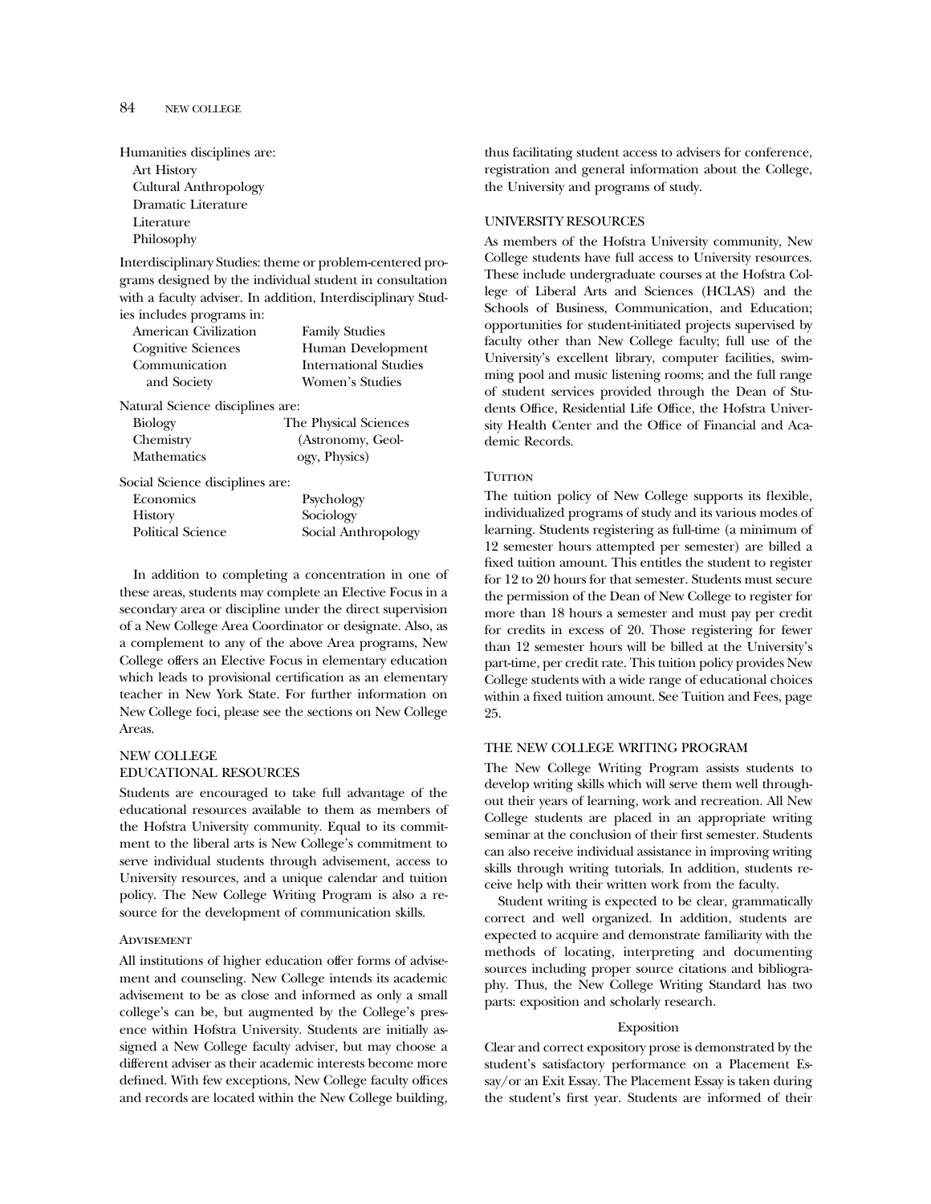Humanities disciplines are:

- Art History
- Cultural Anthropology
- Dramatic Literature
- Literature
- Philosophy

Interdisciplinary Studies: theme or problem-centered programs designed by the individual student in consultation with a faculty adviser. In addition, Interdisciplinary Studies includes programs in:

- American Civilization
- Cognitive Sciences
- Communication and Society
- Family Studies
- Human Development
- International Studies
- Women's Studies

Natural Science disciplines are:

- Biology
- Chemistry
- Mathematics
- The Physical Sciences (Astronomy, Geology, Physics)

Social Science disciplines are:

- Economics
- History
- Political Science
- Psychology
- Sociology
- Social Anthropology

In addition to completing a concentration in one of these areas, students may complete an Elective Focus in a secondary area or discipline under the direct supervision of a New College Area Coordinator or designate. Also, as a complement to any of the above Area programs, New College offers an Elective Focus in elementary education which leads to provisional certification as an elementary teacher in New York State. For further information on New College foci, please see the sections on New College Areas.

## NEW COLLEGE EDUCATIONAL RESOURCES

Students are encouraged to take full advantage of the educational resources available to them as members of the Hofstra University community. Equal to its commitment to the liberal arts is New College's commitment to serve individual students through advisement, access to University resources, and a unique calendar and tuition policy. The New College Writing Program is also a resource for the development of communication skills.

### Advisement

All institutions of higher education offer forms of advisement and counseling. New College intends its academic advisement to be as close and informed as only a small college's can be, but augmented by the College's presence within Hofstra University. Students are initially assigned a New College faculty adviser, but may choose a different adviser as their academic interests become more defined. With few exceptions, New College faculty offices and records are located within the New College building, thus facilitating student access to advisers for conference, registration and general information about the College, the University and programs of study.

### UNIVERSITY RESOURCES

As members of the Hofstra University community, New College students have full access to University resources. These include undergraduate courses at the Hofstra College of Liberal Arts and Sciences (HCLAS) and the Schools of Business, Communication, and Education; opportunities for student-initiated projects supervised by faculty other than New College faculty; full use of the University's excellent library, computer facilities, swimming pool and music listening rooms; and the full range of student services provided through the Dean of Students Office, Residential Life Office, the Hofstra University Health Center and the Office of Financial and Academic Records.

### Tuition

The tuition policy of New College supports its flexible, individualized programs of study and its various modes of learning. Students registering as full-time (a minimum of 12 semester hours attempted per semester) are billed a fixed tuition amount. This entitles the student to register for 12 to 20 hours for that semester. Students must secure the permission of the Dean of New College to register for more than 18 hours a semester and must pay per credit for credits in excess of 20. Those registering for fewer than 12 semester hours will be billed at the University's part-time, per credit rate. This tuition policy provides New College students with a wide range of educational choices within a fixed tuition amount. See Tuition and Fees, page 25.

### THE NEW COLLEGE WRITING PROGRAM

The New College Writing Program assists students to develop writing skills which will serve them well throughout their years of learning, work and recreation. All New College students are placed in an appropriate writing seminar at the conclusion of their first semester. Students can also receive individual assistance in improving writing skills through writing tutorials. In addition, students receive help with their written work from the faculty.

Student writing is expected to be clear, grammatically correct and well organized. In addition, students are expected to acquire and demonstrate familiarity with the methods of locating, interpreting and documenting sources including proper source citations and bibliography. Thus, the New College Writing Standard has two parts: exposition and scholarly research.

#### Exposition

Clear and correct expository prose is demonstrated by the student's satisfactory performance on a Placement Essay/or an Exit Essay. The Placement Essay is taken during the student's first year. Students are informed of their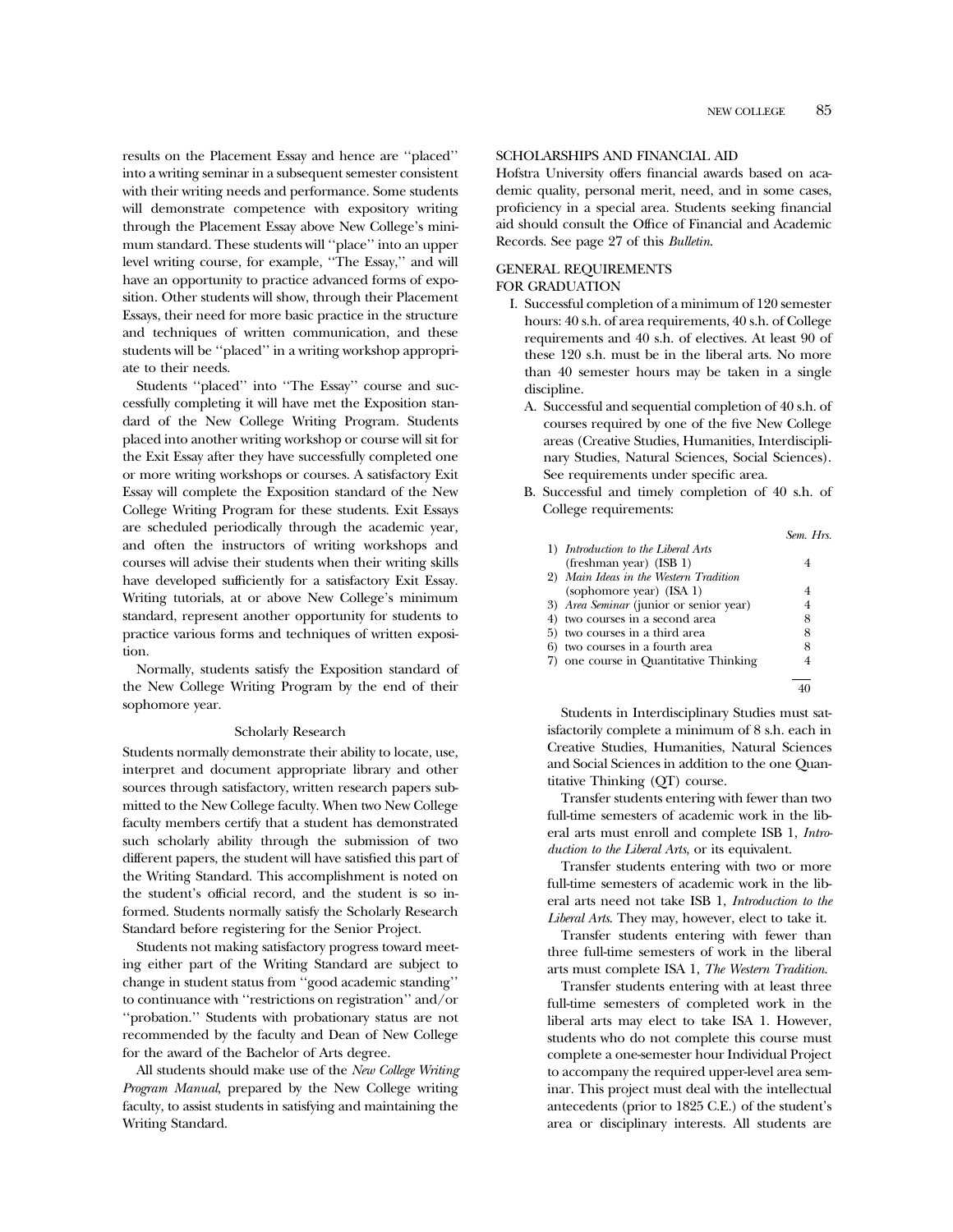results on the Placement Essay and hence are ''placed'' into a writing seminar in a subsequent semester consistent with their writing needs and performance. Some students will demonstrate competence with expository writing through the Placement Essay above New College's minimum standard. These students will ''place'' into an upper level writing course, for example, ''The Essay,'' and will have an opportunity to practice advanced forms of exposition. Other students will show, through their Placement Essays, their need for more basic practice in the structure and techniques of written communication, and these students will be ''placed'' in a writing workshop appropriate to their needs.

Students ''placed'' into ''The Essay'' course and successfully completing it will have met the Exposition standard of the New College Writing Program. Students placed into another writing workshop or course will sit for the Exit Essay after they have successfully completed one or more writing workshops or courses. A satisfactory Exit Essay will complete the Exposition standard of the New College Writing Program for these students. Exit Essays are scheduled periodically through the academic year, and often the instructors of writing workshops and courses will advise their students when their writing skills have developed sufficiently for a satisfactory Exit Essay. Writing tutorials, at or above New College's minimum standard, represent another opportunity for students to practice various forms and techniques of written exposition.

Normally, students satisfy the Exposition standard of the New College Writing Program by the end of their sophomore year.

### Scholarly Research

Students normally demonstrate their ability to locate, use, interpret and document appropriate library and other sources through satisfactory, written research papers submitted to the New College faculty. When two New College faculty members certify that a student has demonstrated such scholarly ability through the submission of two different papers, the student will have satisfied this part of the Writing Standard. This accomplishment is noted on the student's official record, and the student is so informed. Students normally satisfy the Scholarly Research Standard before registering for the Senior Project.

Students not making satisfactory progress toward meeting either part of the Writing Standard are subject to change in student status from ''good academic standing'' to continuance with ''restrictions on registration'' and/or ''probation.'' Students with probationary status are not recommended by the faculty and Dean of New College for the award of the Bachelor of Arts degree.

All students should make use of the *New College Writing Program Manual*, prepared by the New College writing faculty, to assist students in satisfying and maintaining the Writing Standard.

## SCHOLARSHIPS AND FINANCIAL AID

Hofstra University offers financial awards based on academic quality, personal merit, need, and in some cases, proficiency in a special area. Students seeking financial aid should consult the Office of Financial and Academic Records. See page 27 of this *Bulletin*.

## GENERAL REQUIREMENTS FOR GRADUATION

I. Successful completion of a minimum of 120 semester hours: 40 s.h. of area requirements, 40 s.h. of College requirements and 40 s.h. of electives. At least 90 of these 120 s.h. must be in the liberal arts. No more than 40 semester hours may be taken in a single discipline.

   A. Successful and sequential completion of 40 s.h. of courses required by one of the five New College areas (Creative Studies, Humanities, Interdisciplinary Studies, Natural Sciences, Social Sciences). See requirements under specific area.

   B. Successful and timely completion of 40 s.h. of College requirements:

| | Sem. Hrs. |
|---|---|
| 1) *Introduction to the Liberal Arts* (freshman year) (ISB 1) | 4 |
| 2) *Main Ideas in the Western Tradition* (sophomore year) (ISA 1) | 4 |
| 3) *Area Seminar* (junior or senior year) | 4 |
| 4) two courses in a second area | 8 |
| 5) two courses in a third area | 8 |
| 6) two courses in a fourth area | 8 |
| 7) one course in Quantitative Thinking | 4 |
| | 40 |

Students in Interdisciplinary Studies must satisfactorily complete a minimum of 8 s.h. each in Creative Studies, Humanities, Natural Sciences and Social Sciences in addition to the one Quantitative Thinking (QT) course.

Transfer students entering with fewer than two full-time semesters of academic work in the liberal arts must enroll and complete ISB 1, *Introduction to the Liberal Arts*, or its equivalent.

Transfer students entering with two or more full-time semesters of academic work in the liberal arts need not take ISB 1, *Introduction to the Liberal Arts*. They may, however, elect to take it.

Transfer students entering with fewer than three full-time semesters of work in the liberal arts must complete ISA 1, *The Western Tradition*.

Transfer students entering with at least three full-time semesters of completed work in the liberal arts may elect to take ISA 1. However, students who do not complete this course must complete a one-semester hour Individual Project to accompany the required upper-level area seminar. This project must deal with the intellectual antecedents (prior to 1825 C.E.) of the student's area or disciplinary interests. All students are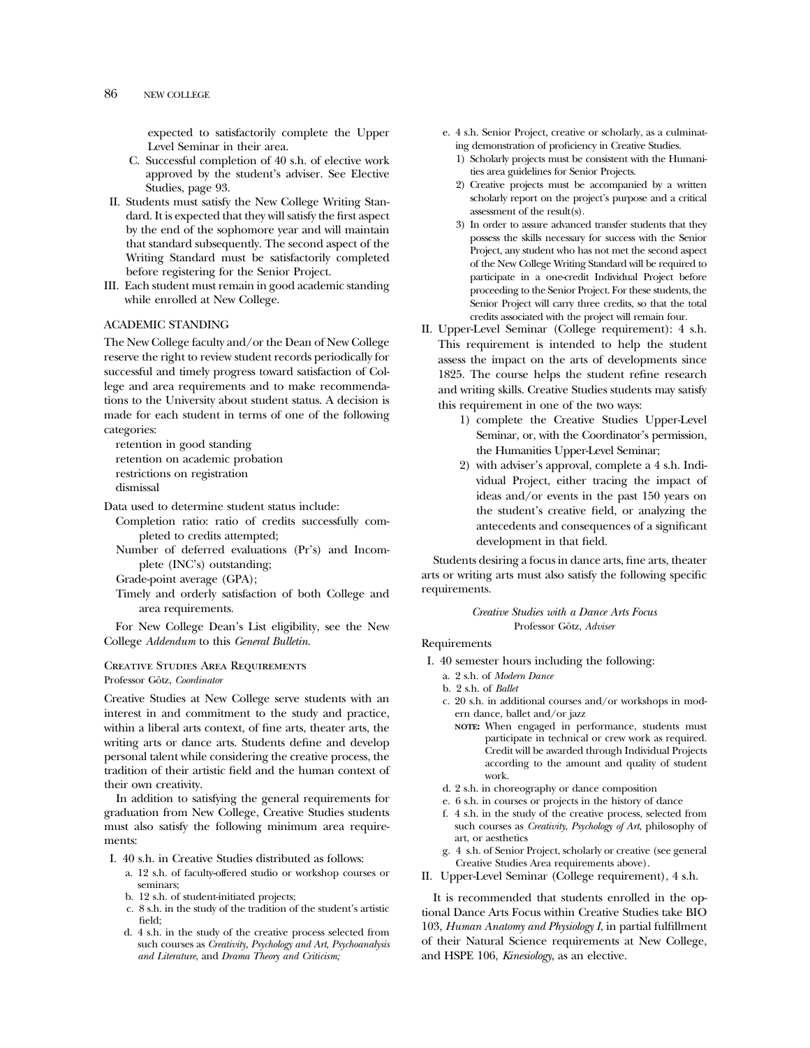expected to satisfactorily complete the Upper Level Seminar in their area.

C. Successful completion of 40 s.h. of elective work approved by the student's adviser. See Elective Studies, page 93.

II. Students must satisfy the New College Writing Standard. It is expected that they will satisfy the first aspect by the end of the sophomore year and will maintain that standard subsequently. The second aspect of the Writing Standard must be satisfactorily completed before registering for the Senior Project.

III. Each student must remain in good academic standing while enrolled at New College.

## ACADEMIC STANDING

The New College faculty and/or the Dean of New College reserve the right to review student records periodically for successful and timely progress toward satisfaction of College and area requirements and to make recommendations to the University about student status. A decision is made for each student in terms of one of the following categories:

retention in good standing
retention on academic probation
restrictions on registration
dismissal

Data used to determine student status include:

Completion ratio: ratio of credits successfully completed to credits attempted;
Number of deferred evaluations (Pr's) and Incomplete (INC's) outstanding;
Grade-point average (GPA);
Timely and orderly satisfaction of both College and area requirements.

For New College Dean's List eligibility, see the New College *Addendum* to this *General Bulletin*.

## Creative Studies Area Requirements

Professor Götz, *Coordinator*

Creative Studies at New College serve students with an interest in and commitment to the study and practice, within a liberal arts context, of fine arts, theater arts, the writing arts or dance arts. Students define and develop personal talent while considering the creative process, the tradition of their artistic field and the human context of their own creativity.

In addition to satisfying the general requirements for graduation from New College, Creative Studies students must also satisfy the following minimum area requirements:

I. 40 s.h. in Creative Studies distributed as follows:
   a. 12 s.h. of faculty-offered studio or workshop courses or seminars;
   b. 12 s.h. of student-initiated projects;
   c. 8 s.h. in the study of the tradition of the student's artistic field;
   d. 4 s.h. in the study of the creative process selected from such courses as *Creativity, Psychology and Art, Psychoanalysis and Literature*, and *Drama Theory and Criticism;*
   e. 4 s.h. Senior Project, creative or scholarly, as a culminating demonstration of proficiency in Creative Studies.
      1) Scholarly projects must be consistent with the Humanities area guidelines for Senior Projects.
      2) Creative projects must be accompanied by a written scholarly report on the project's purpose and a critical assessment of the result(s).
      3) In order to assure advanced transfer students that they possess the skills necessary for success with the Senior Project, any student who has not met the second aspect of the New College Writing Standard will be required to participate in a one-credit Individual Project before proceeding to the Senior Project. For these students, the Senior Project will carry three credits, so that the total credits associated with the project will remain four.

II. Upper-Level Seminar (College requirement): 4 s.h. This requirement is intended to help the student assess the impact on the arts of developments since 1825. The course helps the student refine research and writing skills. Creative Studies students may satisfy this requirement in one of the two ways:
   1) complete the Creative Studies Upper-Level Seminar, or, with the Coordinator's permission, the Humanities Upper-Level Seminar;
   2) with adviser's approval, complete a 4 s.h. Individual Project, either tracing the impact of ideas and/or events in the past 150 years on the student's creative field, or analyzing the antecedents and consequences of a significant development in that field.

Students desiring a focus in dance arts, fine arts, theater arts or writing arts must also satisfy the following specific requirements.

### *Creative Studies with a Dance Arts Focus*

Professor Götz, *Adviser*

Requirements

I. 40 semester hours including the following:
   a. 2 s.h. of *Modern Dance*
   b. 2 s.h. of *Ballet*
   c. 20 s.h. in additional courses and/or workshops in modern dance, ballet and/or jazz
      **NOTE:** When engaged in performance, students must participate in technical or crew work as required. Credit will be awarded through Individual Projects according to the amount and quality of student work.
   d. 2 s.h. in choreography or dance composition
   e. 6 s.h. in courses or projects in the history of dance
   f. 4 s.h. in the study of the creative process, selected from such courses as *Creativity*, *Psychology of Art*, philosophy of art, or aesthetics
   g. 4 s.h. of Senior Project, scholarly or creative (see general Creative Studies Area requirements above).

II. Upper-Level Seminar (College requirement), 4 s.h.

It is recommended that students enrolled in the optional Dance Arts Focus within Creative Studies take BIO 103, *Human Anatomy and Physiology I*, in partial fulfillment of their Natural Science requirements at New College, and HSPE 106, *Kinesiology*, as an elective.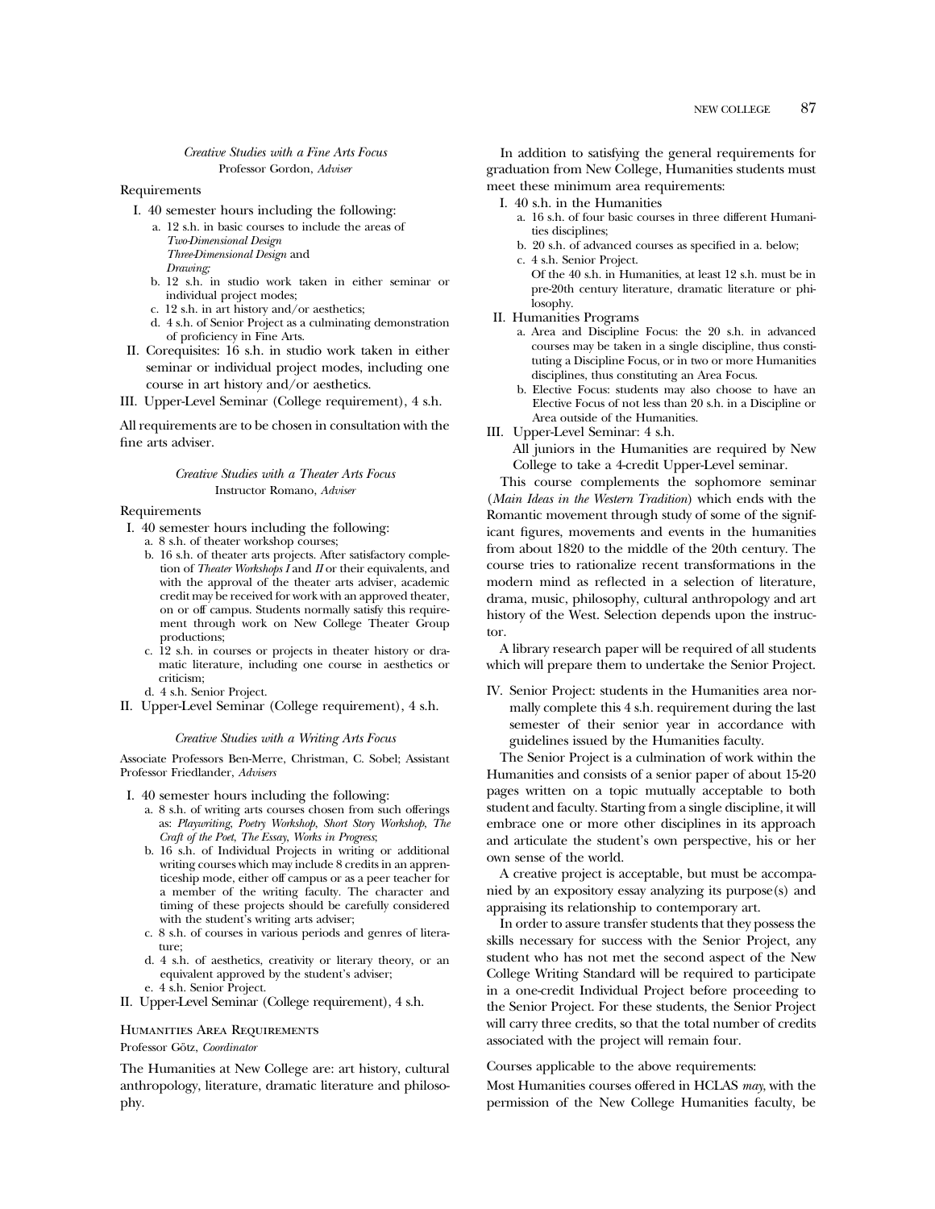*Creative Studies with a Fine Arts Focus*
Professor Gordon, *Adviser*

Requirements

I. 40 semester hours including the following:
   a. 12 s.h. in basic courses to include the areas of *Two-Dimensional Design* *Three-Dimensional Design* and *Drawing;*
   b. 12 s.h. in studio work taken in either seminar or individual project modes;
   c. 12 s.h. in art history and/or aesthetics;
   d. 4 s.h. of Senior Project as a culminating demonstration of proficiency in Fine Arts.

II. Corequisites: 16 s.h. in studio work taken in either seminar or individual project modes, including one course in art history and/or aesthetics.

III. Upper-Level Seminar (College requirement), 4 s.h.

All requirements are to be chosen in consultation with the fine arts adviser.

*Creative Studies with a Theater Arts Focus*
Instructor Romano, *Adviser*

Requirements

I. 40 semester hours including the following:
   a. 8 s.h. of theater workshop courses;
   b. 16 s.h. of theater arts projects. After satisfactory completion of *Theater Workshops I* and *II* or their equivalents, and with the approval of the theater arts adviser, academic credit may be received for work with an approved theater, on or off campus. Students normally satisfy this requirement through work on New College Theater Group productions;
   c. 12 s.h. in courses or projects in theater history or dramatic literature, including one course in aesthetics or criticism;
   d. 4 s.h. Senior Project.

II. Upper-Level Seminar (College requirement), 4 s.h.

*Creative Studies with a Writing Arts Focus*

Associate Professors Ben-Merre, Christman, C. Sobel; Assistant Professor Friedlander, *Advisers*

I. 40 semester hours including the following:
   a. 8 s.h. of writing arts courses chosen from such offerings as: *Playwriting*, *Poetry Workshop*, *Short Story Workshop*, *The Craft of the Poet*, *The Essay*, *Works in Progress*;
   b. 16 s.h. of Individual Projects in writing or additional writing courses which may include 8 credits in an apprenticeship mode, either off campus or as a peer teacher for a member of the writing faculty. The character and timing of these projects should be carefully considered with the student's writing arts adviser;
   c. 8 s.h. of courses in various periods and genres of literature;
   d. 4 s.h. of aesthetics, creativity or literary theory, or an equivalent approved by the student's adviser;
   e. 4 s.h. Senior Project.

II. Upper-Level Seminar (College requirement), 4 s.h.

## Humanities Area Requirements

Professor Götz, *Coordinator*

The Humanities at New College are: art history, cultural anthropology, literature, dramatic literature and philosophy.

In addition to satisfying the general requirements for graduation from New College, Humanities students must meet these minimum area requirements:

I. 40 s.h. in the Humanities
   a. 16 s.h. of four basic courses in three different Humanities disciplines;
   b. 20 s.h. of advanced courses as specified in a. below;
   c. 4 s.h. Senior Project.
   Of the 40 s.h. in Humanities, at least 12 s.h. must be in pre-20th century literature, dramatic literature or philosophy.

II. Humanities Programs
   a. Area and Discipline Focus: the 20 s.h. in advanced courses may be taken in a single discipline, thus constituting a Discipline Focus, or in two or more Humanities disciplines, thus constituting an Area Focus.
   b. Elective Focus: students may also choose to have an Elective Focus of not less than 20 s.h. in a Discipline or Area outside of the Humanities.

III. Upper-Level Seminar: 4 s.h.
   All juniors in the Humanities are required by New College to take a 4-credit Upper-Level seminar.

This course complements the sophomore seminar (*Main Ideas in the Western Tradition*) which ends with the Romantic movement through study of some of the significant figures, movements and events in the humanities from about 1820 to the middle of the 20th century. The course tries to rationalize recent transformations in the modern mind as reflected in a selection of literature, drama, music, philosophy, cultural anthropology and art history of the West. Selection depends upon the instructor.

A library research paper will be required of all students which will prepare them to undertake the Senior Project.

IV. Senior Project: students in the Humanities area normally complete this 4 s.h. requirement during the last semester of their senior year in accordance with guidelines issued by the Humanities faculty.

The Senior Project is a culmination of work within the Humanities and consists of a senior paper of about 15-20 pages written on a topic mutually acceptable to both student and faculty. Starting from a single discipline, it will embrace one or more other disciplines in its approach and articulate the student's own perspective, his or her own sense of the world.

A creative project is acceptable, but must be accompanied by an expository essay analyzing its purpose(s) and appraising its relationship to contemporary art.

In order to assure transfer students that they possess the skills necessary for success with the Senior Project, any student who has not met the second aspect of the New College Writing Standard will be required to participate in a one-credit Individual Project before proceeding to the Senior Project. For these students, the Senior Project will carry three credits, so that the total number of credits associated with the project will remain four.

Courses applicable to the above requirements:

Most Humanities courses offered in HCLAS *may*, with the permission of the New College Humanities faculty, be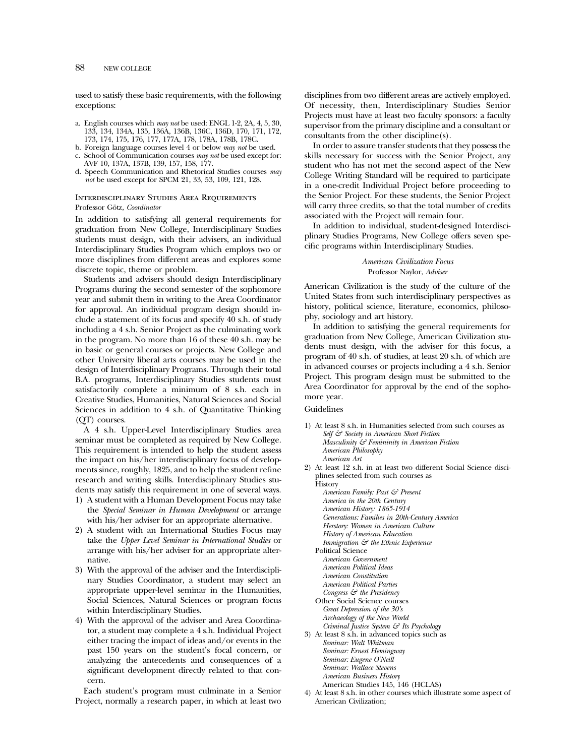used to satisfy these basic requirements, with the following exceptions:

a. English courses which *may not* be used: ENGL 1-2, 2A, 4, 5, 30, 133, 134, 134A, 135, 136A, 136B, 136C, 136D, 170, 171, 172, 173, 174, 175, 176, 177, 177A, 178, 178A, 178B, 178C.
b. Foreign language courses level 4 or below *may not* be used.
c. School of Communication courses *may not* be used except for: AVF 10, 137A, 137B, 139, 157, 158, 177.
d. Speech Communication and Rhetorical Studies courses *may not* be used except for SPCM 21, 33, 53, 109, 121, 128.

### Interdisciplinary Studies Area Requirements

Professor Götz, *Coordinator*

In addition to satisfying all general requirements for graduation from New College, Interdisciplinary Studies students must design, with their advisers, an individual Interdisciplinary Studies Program which employs two or more disciplines from different areas and explores some discrete topic, theme or problem.

Students and advisers should design Interdisciplinary Programs during the second semester of the sophomore year and submit them in writing to the Area Coordinator for approval. An individual program design should include a statement of its focus and specify 40 s.h. of study including a 4 s.h. Senior Project as the culminating work in the program. No more than 16 of these 40 s.h. may be in basic or general courses or projects. New College and other University liberal arts courses may be used in the design of Interdisciplinary Programs. Through their total B.A. programs, Interdisciplinary Studies students must satisfactorily complete a minimum of 8 s.h. each in Creative Studies, Humanities, Natural Sciences and Social Sciences in addition to 4 s.h. of Quantitative Thinking (QT) courses.

A 4 s.h. Upper-Level Interdisciplinary Studies area seminar must be completed as required by New College. This requirement is intended to help the student assess the impact on his/her interdisciplinary focus of developments since, roughly, 1825, and to help the student refine research and writing skills. Interdisciplinary Studies students may satisfy this requirement in one of several ways.

1) A student with a Human Development Focus may take the *Special Seminar in Human Development* or arrange with his/her adviser for an appropriate alternative.
2) A student with an International Studies Focus may take the *Upper Level Seminar in International Studies* or arrange with his/her adviser for an appropriate alternative.
3) With the approval of the adviser and the Interdisciplinary Studies Coordinator, a student may select an appropriate upper-level seminar in the Humanities, Social Sciences, Natural Sciences or program focus within Interdisciplinary Studies.
4) With the approval of the adviser and Area Coordinator, a student may complete a 4 s.h. Individual Project either tracing the impact of ideas and/or events in the past 150 years on the student's focal concern, or analyzing the antecedents and consequences of a significant development directly related to that concern.

Each student's program must culminate in a Senior Project, normally a research paper, in which at least two disciplines from two different areas are actively employed. Of necessity, then, Interdisciplinary Studies Senior Projects must have at least two faculty sponsors: a faculty supervisor from the primary discipline and a consultant or consultants from the other discipline(s).

In order to assure transfer students that they possess the skills necessary for success with the Senior Project, any student who has not met the second aspect of the New College Writing Standard will be required to participate in a one-credit Individual Project before proceeding to the Senior Project. For these students, the Senior Project will carry three credits, so that the total number of credits associated with the Project will remain four.

In addition to individual, student-designed Interdisciplinary Studies Programs, New College offers seven specific programs within Interdisciplinary Studies.

#### *American Civilization Focus*

Professor Naylor, *Adviser*

American Civilization is the study of the culture of the United States from such interdisciplinary perspectives as history, political science, literature, economics, philosophy, sociology and art history.

In addition to satisfying the general requirements for graduation from New College, American Civilization students must design, with the adviser for this focus, a program of 40 s.h. of studies, at least 20 s.h. of which are in advanced courses or projects including a 4 s.h. Senior Project. This program design must be submitted to the Area Coordinator for approval by the end of the sophomore year.

Guidelines

1) At least 8 s.h. in Humanities selected from such courses as
   - *Self & Society in American Short Fiction*
   - *Masculinity & Femininity in American Fiction*
   - *American Philosophy*
   - *American Art*
2) At least 12 s.h. in at least two different Social Science disciplines selected from such courses as
   - History
     - *American Family: Past & Present*
     - *America in the 20th Century*
     - *American History: 1865-1914*
     - *Generations: Families in 20th-Century America*
     - *Herstory: Women in American Culture*
     - *History of American Education*
     - *Immigration & the Ethnic Experience*
   - Political Science
     - *American Government*
     - *American Political Ideas*
     - *American Constitution*
     - *American Political Parties*
     - *Congress & the Presidency*
   - Other Social Science courses
     - *Great Depression of the 30's*
     - *Archaeology of the New World*
     - *Criminal Justice System & Its Psychology*
3) At least 8 s.h. in advanced topics such as
   - *Seminar: Walt Whitman*
   - *Seminar: Ernest Hemingway*
   - *Seminar: Eugene O'Neill*
   - *Seminar: Wallace Stevens*
   - *American Business History*
   - American Studies 145, 146 (HCLAS)
4) At least 8 s.h. in other courses which illustrate some aspect of American Civilization;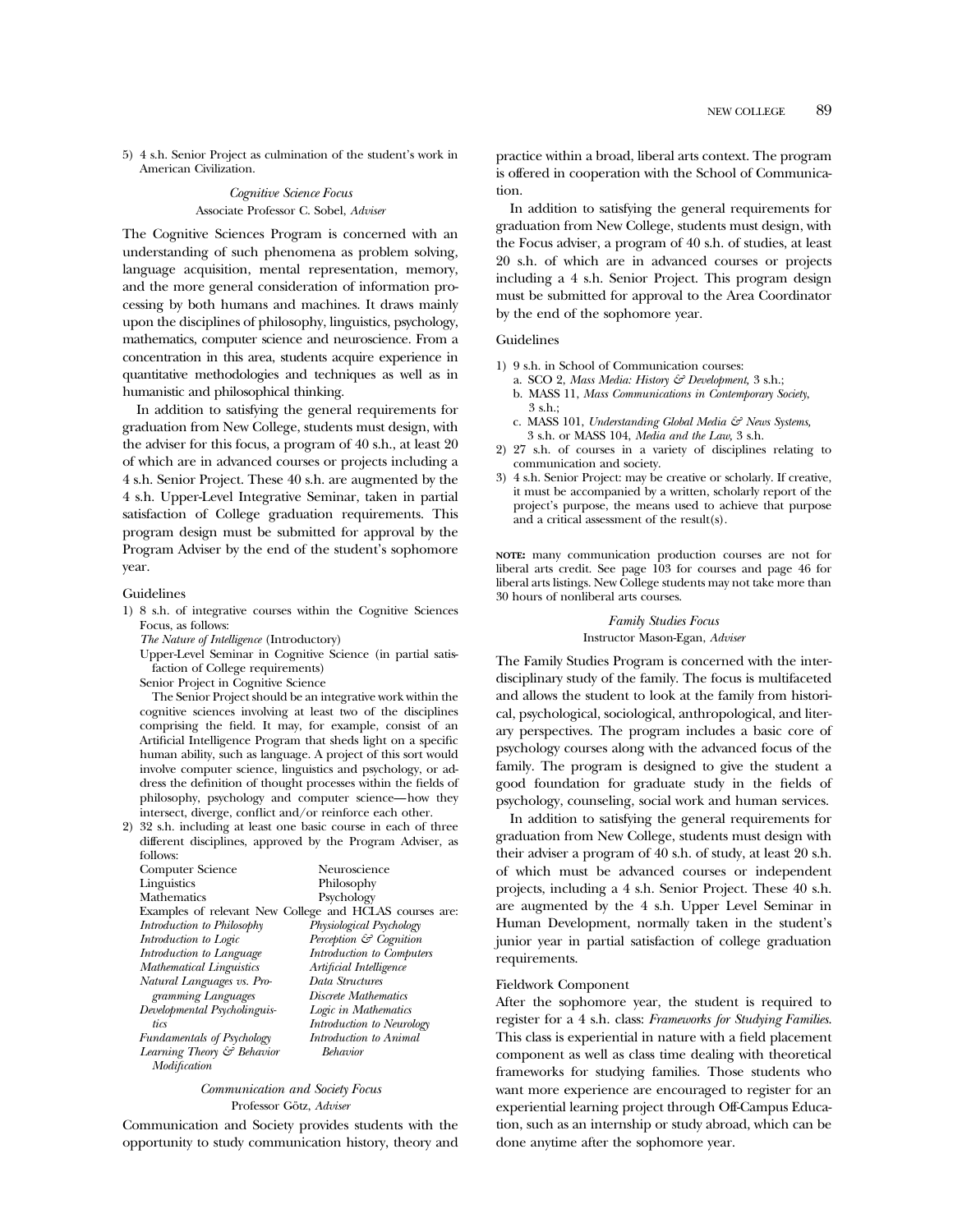5) 4 s.h. Senior Project as culmination of the student's work in American Civilization.

### *Cognitive Science Focus*

Associate Professor C. Sobel, *Adviser*

The Cognitive Sciences Program is concerned with an understanding of such phenomena as problem solving, language acquisition, mental representation, memory, and the more general consideration of information processing by both humans and machines. It draws mainly upon the disciplines of philosophy, linguistics, psychology, mathematics, computer science and neuroscience. From a concentration in this area, students acquire experience in quantitative methodologies and techniques as well as in humanistic and philosophical thinking.

In addition to satisfying the general requirements for graduation from New College, students must design, with the adviser for this focus, a program of 40 s.h., at least 20 of which are in advanced courses or projects including a 4 s.h. Senior Project. These 40 s.h. are augmented by the 4 s.h. Upper-Level Integrative Seminar, taken in partial satisfaction of College graduation requirements. This program design must be submitted for approval by the Program Adviser by the end of the student's sophomore year.

#### Guidelines

1) 8 s.h. of integrative courses within the Cognitive Sciences Focus, as follows:

   *The Nature of Intelligence* (Introductory)

   Upper-Level Seminar in Cognitive Science (in partial satisfaction of College requirements)

   Senior Project in Cognitive Science

   The Senior Project should be an integrative work within the cognitive sciences involving at least two of the disciplines comprising the field. It may, for example, consist of an Artificial Intelligence Program that sheds light on a specific human ability, such as language. A project of this sort would involve computer science, linguistics and psychology, or address the definition of thought processes within the fields of philosophy, psychology and computer science—how they intersect, diverge, conflict and/or reinforce each other.

2) 32 s.h. including at least one basic course in each of three different disciplines, approved by the Program Adviser, as follows:

   | | |
   |---|---|
   | Computer Science | Neuroscience |
   | Linguistics | Philosophy |
   | Mathematics | Psychology |

   Examples of relevant New College and HCLAS courses are:

   | | |
   |---|---|
   | *Introduction to Philosophy* | *Physiological Psychology* |
   | *Introduction to Logic* | *Perception & Cognition* |
   | *Introduction to Language* | *Introduction to Computers* |
   | *Mathematical Linguistics* | *Artificial Intelligence* |
   | *Natural Languages vs. Programming Languages* | *Data Structures* |
   | *Developmental Psycholinguistics* | *Discrete Mathematics* |
   | | *Logic in Mathematics* |
   | | *Introduction to Neurology* |
   | *Fundamentals of Psychology* | *Introduction to Animal Behavior* |
   | *Learning Theory & Behavior Modification* | |

### *Communication and Society Focus*

Professor Götz, *Adviser*

Communication and Society provides students with the opportunity to study communication history, theory and practice within a broad, liberal arts context. The program is offered in cooperation with the School of Communication.

In addition to satisfying the general requirements for graduation from New College, students must design, with the Focus adviser, a program of 40 s.h. of studies, at least 20 s.h. of which are in advanced courses or projects including a 4 s.h. Senior Project. This program design must be submitted for approval to the Area Coordinator by the end of the sophomore year.

#### Guidelines

1) 9 s.h. in School of Communication courses:
   a. SCO 2, *Mass Media: History & Development,* 3 s.h.;
   b. MASS 11, *Mass Communications in Contemporary Society,* 3 s.h.;
   c. MASS 101, *Understanding Global Media & News Systems,* 3 s.h. or MASS 104, *Media and the Law,* 3 s.h.
2) 27 s.h. of courses in a variety of disciplines relating to communication and society.
3) 4 s.h. Senior Project: may be creative or scholarly. If creative, it must be accompanied by a written, scholarly report of the project's purpose, the means used to achieve that purpose and a critical assessment of the result(s).

**NOTE:** many communication production courses are not for liberal arts credit. See page 103 for courses and page 46 for liberal arts listings. New College students may not take more than 30 hours of nonliberal arts courses.

### *Family Studies Focus*

Instructor Mason-Egan, *Adviser*

The Family Studies Program is concerned with the interdisciplinary study of the family. The focus is multifaceted and allows the student to look at the family from historical, psychological, sociological, anthropological, and literary perspectives. The program includes a basic core of psychology courses along with the advanced focus of the family. The program is designed to give the student a good foundation for graduate study in the fields of psychology, counseling, social work and human services.

In addition to satisfying the general requirements for graduation from New College, students must design with their adviser a program of 40 s.h. of study, at least 20 s.h. of which must be advanced courses or independent projects, including a 4 s.h. Senior Project. These 40 s.h. are augmented by the 4 s.h. Upper Level Seminar in Human Development, normally taken in the student's junior year in partial satisfaction of college graduation requirements.

#### Fieldwork Component

After the sophomore year, the student is required to register for a 4 s.h. class: *Frameworks for Studying Families*. This class is experiential in nature with a field placement component as well as class time dealing with theoretical frameworks for studying families. Those students who want more experience are encouraged to register for an experiential learning project through Off-Campus Education, such as an internship or study abroad, which can be done anytime after the sophomore year.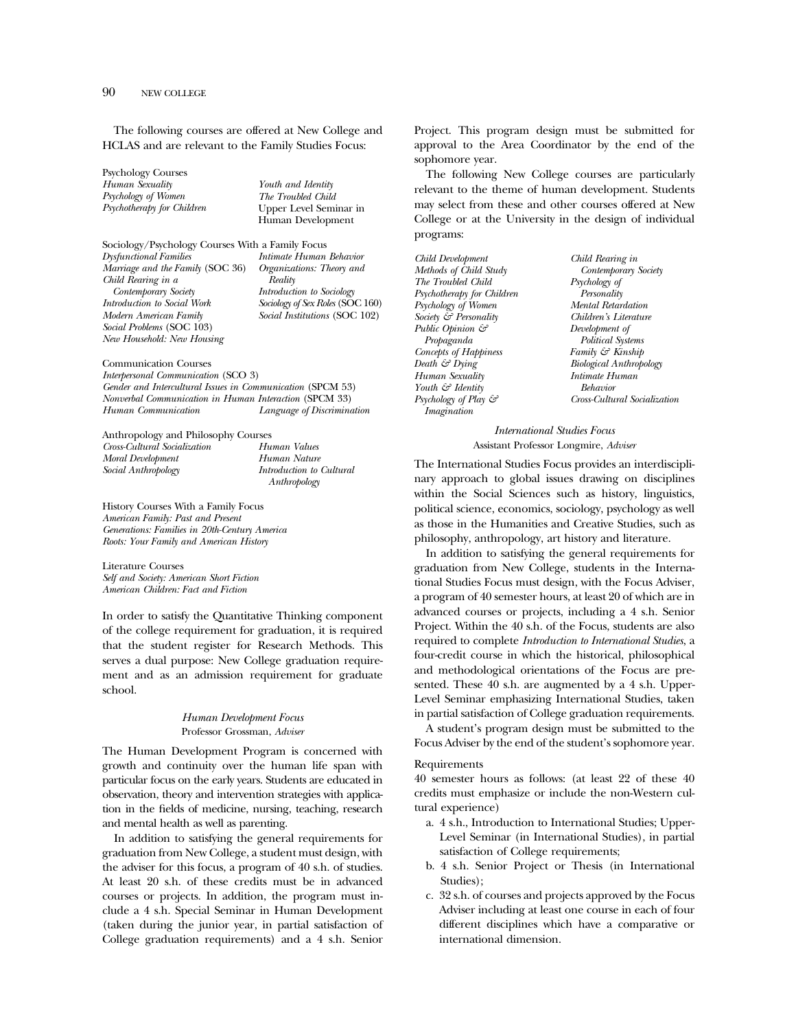The following courses are offered at New College and HCLAS and are relevant to the Family Studies Focus:

Psychology Courses

*Human Sexuality*
*Psychology of Women*
*Psychotherapy for Children*
*Youth and Identity*
*The Troubled Child*
Upper Level Seminar in Human Development

Sociology/Psychology Courses With a Family Focus

*Dysfunctional Families*
*Marriage and the Family* (SOC 36)
*Child Rearing in a Contemporary Society*
*Introduction to Social Work*
*Modern American Family*
*Social Problems* (SOC 103)
*New Household: New Housing*
*Intimate Human Behavior*
*Organizations: Theory and Reality*
*Introduction to Sociology*
*Sociology of Sex Roles* (SOC 160)
*Social Institutions* (SOC 102)

Communication Courses

*Interpersonal Communication* (SCO 3)
*Gender and Intercultural Issues in Communication* (SPCM 53)
*Nonverbal Communication in Human Interaction* (SPCM 33)
*Human Communication*
*Language of Discrimination*

Anthropology and Philosophy Courses

*Cross-Cultural Socialization*
*Moral Development*
*Social Anthropology*
*Human Values*
*Human Nature*
*Introduction to Cultural Anthropology*

History Courses With a Family Focus

*American Family: Past and Present*
*Generations: Families in 20th-Century America*
*Roots: Your Family and American History*

Literature Courses

*Self and Society: American Short Fiction*
*American Children: Fact and Fiction*

In order to satisfy the Quantitative Thinking component of the college requirement for graduation, it is required that the student register for Research Methods. This serves a dual purpose: New College graduation requirement and as an admission requirement for graduate school.

## *Human Development Focus*

Professor Grossman, *Adviser*

The Human Development Program is concerned with growth and continuity over the human life span with particular focus on the early years. Students are educated in observation, theory and intervention strategies with application in the fields of medicine, nursing, teaching, research and mental health as well as parenting.

In addition to satisfying the general requirements for graduation from New College, a student must design, with the adviser for this focus, a program of 40 s.h. of studies. At least 20 s.h. of these credits must be in advanced courses or projects. In addition, the program must include a 4 s.h. Special Seminar in Human Development (taken during the junior year, in partial satisfaction of College graduation requirements) and a 4 s.h. Senior Project. This program design must be submitted for approval to the Area Coordinator by the end of the sophomore year.

The following New College courses are particularly relevant to the theme of human development. Students may select from these and other courses offered at New College or at the University in the design of individual programs:

*Child Development*
*Methods of Child Study*
*The Troubled Child*
*Psychotherapy for Children*
*Psychology of Women*
*Society & Personality*
*Public Opinion & Propaganda*
*Concepts of Happiness*
*Death & Dying*
*Human Sexuality*
*Youth & Identity*
*Psychology of Play & Imagination*
*Child Rearing in Contemporary Society*
*Psychology of Personality*
*Mental Retardation*
*Children's Literature*
*Development of Political Systems*
*Family & Kinship*
*Biological Anthropology*
*Intimate Human Behavior*
*Cross-Cultural Socialization*

## *International Studies Focus*

Assistant Professor Longmire, *Adviser*

The International Studies Focus provides an interdisciplinary approach to global issues drawing on disciplines within the Social Sciences such as history, linguistics, political science, economics, sociology, psychology as well as those in the Humanities and Creative Studies, such as philosophy, anthropology, art history and literature.

In addition to satisfying the general requirements for graduation from New College, students in the International Studies Focus must design, with the Focus Adviser, a program of 40 semester hours, at least 20 of which are in advanced courses or projects, including a 4 s.h. Senior Project. Within the 40 s.h. of the Focus, students are also required to complete *Introduction to International Studies*, a four-credit course in which the historical, philosophical and methodological orientations of the Focus are presented. These 40 s.h. are augmented by a 4 s.h. Upper-Level Seminar emphasizing International Studies, taken in partial satisfaction of College graduation requirements.

A student's program design must be submitted to the Focus Adviser by the end of the student's sophomore year.

Requirements

40 semester hours as follows: (at least 22 of these 40 credits must emphasize or include the non-Western cultural experience)

a. 4 s.h., Introduction to International Studies; Upper-Level Seminar (in International Studies), in partial satisfaction of College requirements;
b. 4 s.h. Senior Project or Thesis (in International Studies);
c. 32 s.h. of courses and projects approved by the Focus Adviser including at least one course in each of four different disciplines which have a comparative or international dimension.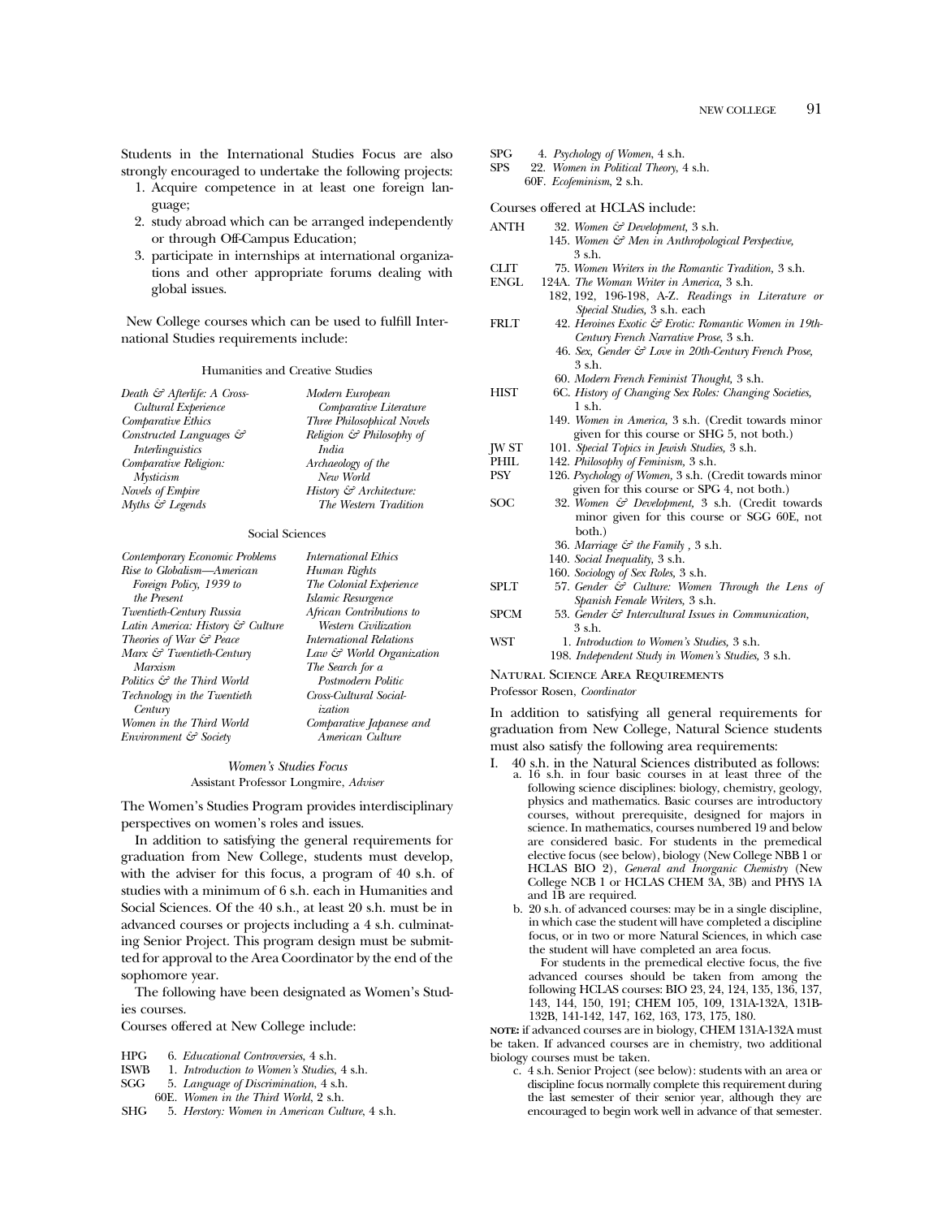Students in the International Studies Focus are also strongly encouraged to undertake the following projects:

1. Acquire competence in at least one foreign language;
2. study abroad which can be arranged independently or through Off-Campus Education;
3. participate in internships at international organizations and other appropriate forums dealing with global issues.

New College courses which can be used to fulfill International Studies requirements include:

#### Humanities and Creative Studies

| | |
|---|---|
| *Death & Afterlife: A Cross-Cultural Experience* | *Modern European Comparative Literature* |
| *Comparative Ethics* | *Three Philosophical Novels* |
| *Constructed Languages & Interlinguistics* | *Religion & Philosophy of India* |
| *Comparative Religion: Mysticism* | *Archaeology of the New World* |
| *Novels of Empire* | *History & Architecture: The Western Tradition* |
| *Myths & Legends* | |

#### Social Sciences

| | |
|---|---|
| *Contemporary Economic Problems* | *International Ethics* |
| *Rise to Globalism—American Foreign Policy, 1939 to the Present* | *Human Rights* |
| | *The Colonial Experience* |
| | *Islamic Resurgence* |
| *Twentieth-Century Russia* | *African Contributions to Western Civilization* |
| *Latin America: History & Culture* | |
| *Theories of War & Peace* | *International Relations* |
| *Marx & Twentieth-Century Marxism* | *Law & World Organization* |
| | *The Search for a Postmodern Politic* |
| *Politics & the Third World* | |
| *Technology in the Twentieth Century* | *Cross-Cultural Socialization* |
| *Women in the Third World* | *Comparative Japanese and American Culture* |
| *Environment & Society* | |

### *Women's Studies Focus*

Assistant Professor Longmire, *Adviser*

The Women's Studies Program provides interdisciplinary perspectives on women's roles and issues.

In addition to satisfying the general requirements for graduation from New College, students must develop, with the adviser for this focus, a program of 40 s.h. of studies with a minimum of 6 s.h. each in Humanities and Social Sciences. Of the 40 s.h., at least 20 s.h. must be in advanced courses or projects including a 4 s.h. culminating Senior Project. This program design must be submitted for approval to the Area Coordinator by the end of the sophomore year.

The following have been designated as Women's Studies courses.

Courses offered at New College include:

- HPG 6. *Educational Controversies*, 4 s.h.
- ISWB 1. *Introduction to Women's Studies*, 4 s.h.
- SGG 5. *Language of Discrimination*, 4 s.h.
  - 60E. *Women in the Third World*, 2 s.h.
- SHG 5. *Herstory: Women in American Culture*, 4 s.h.
- SPG 4. *Psychology of Women*, 4 s.h.
- SPS 22. *Women in Political Theory*, 4 s.h.
  - 60F. *Ecofeminism*, 2 s.h.

Courses offered at HCLAS include:

- ANTH 32. *Women & Development,* 3 s.h.
  - 145. *Women & Men in Anthropological Perspective,* 3 s.h.
- CLIT 75. *Women Writers in the Romantic Tradition,* 3 s.h.
- ENGL 124A. *The Woman Writer in America,* 3 s.h.
  - 182, 192, 196-198, A-Z. *Readings in Literature or Special Studies,* 3 s.h. each
- FRLT 42. *Heroines Exotic & Erotic: Romantic Women in 19th-Century French Narrative Prose,* 3 s.h.
  - 46. *Sex, Gender & Love in 20th-Century French Prose,* 3 s.h.
  - 60. *Modern French Feminist Thought,* 3 s.h.
- HIST 6C. *History of Changing Sex Roles: Changing Societies,* 1 s.h.
  - 149. *Women in America,* 3 s.h. (Credit towards minor given for this course or SHG 5, not both.)
- JW ST 101. *Special Topics in Jewish Studies,* 3 s.h.
- PHIL 142. *Philosophy of Feminism,* 3 s.h.
- PSY 126. *Psychology of Women,* 3 s.h. (Credit towards minor given for this course or SPG 4, not both.)
- SOC 32. *Women & Development,* 3 s.h. (Credit towards minor given for this course or SGG 60E, not both.)
  - 36. *Marriage & the Family* , 3 s.h.
  - 140. *Social Inequality,* 3 s.h.
  - 160. *Sociology of Sex Roles,* 3 s.h.
- SPLT 57. *Gender & Culture: Women Through the Lens of Spanish Female Writers,* 3 s.h.
- SPCM 53. *Gender & Intercultural Issues in Communication,* 3 s.h.
- WST 1. *Introduction to Women's Studies,* 3 s.h.
  - 198. *Independent Study in Women's Studies,* 3 s.h.

### Natural Science Area Requirements

Professor Rosen, *Coordinator*

In addition to satisfying all general requirements for graduation from New College, Natural Science students must also satisfy the following area requirements:

I. 40 s.h. in the Natural Sciences distributed as follows:

a. 16 s.h. in four basic courses in at least three of the following science disciplines: biology, chemistry, geology, physics and mathematics. Basic courses are introductory courses, without prerequisite, designed for majors in science. In mathematics, courses numbered 19 and below are considered basic. For students in the premedical elective focus (see below), biology (New College NBB 1 or HCLAS BIO 2), *General and Inorganic Chemistry* (New College NCB 1 or HCLAS CHEM 3A, 3B) and PHYS 1A and 1B are required.

b. 20 s.h. of advanced courses: may be in a single discipline, in which case the student will have completed a discipline focus, or in two or more Natural Sciences, in which case the student will have completed an area focus.

For students in the premedical elective focus, the five advanced courses should be taken from among the following HCLAS courses: BIO 23, 24, 124, 135, 136, 137, 143, 144, 150, 191; CHEM 105, 109, 131A-132A, 131B-132B, 141-142, 147, 162, 163, 173, 175, 180.

**NOTE:** if advanced courses are in biology, CHEM 131A-132A must be taken. If advanced courses are in chemistry, two additional biology courses must be taken.

c. 4 s.h. Senior Project (see below): students with an area or discipline focus normally complete this requirement during the last semester of their senior year, although they are encouraged to begin work well in advance of that semester.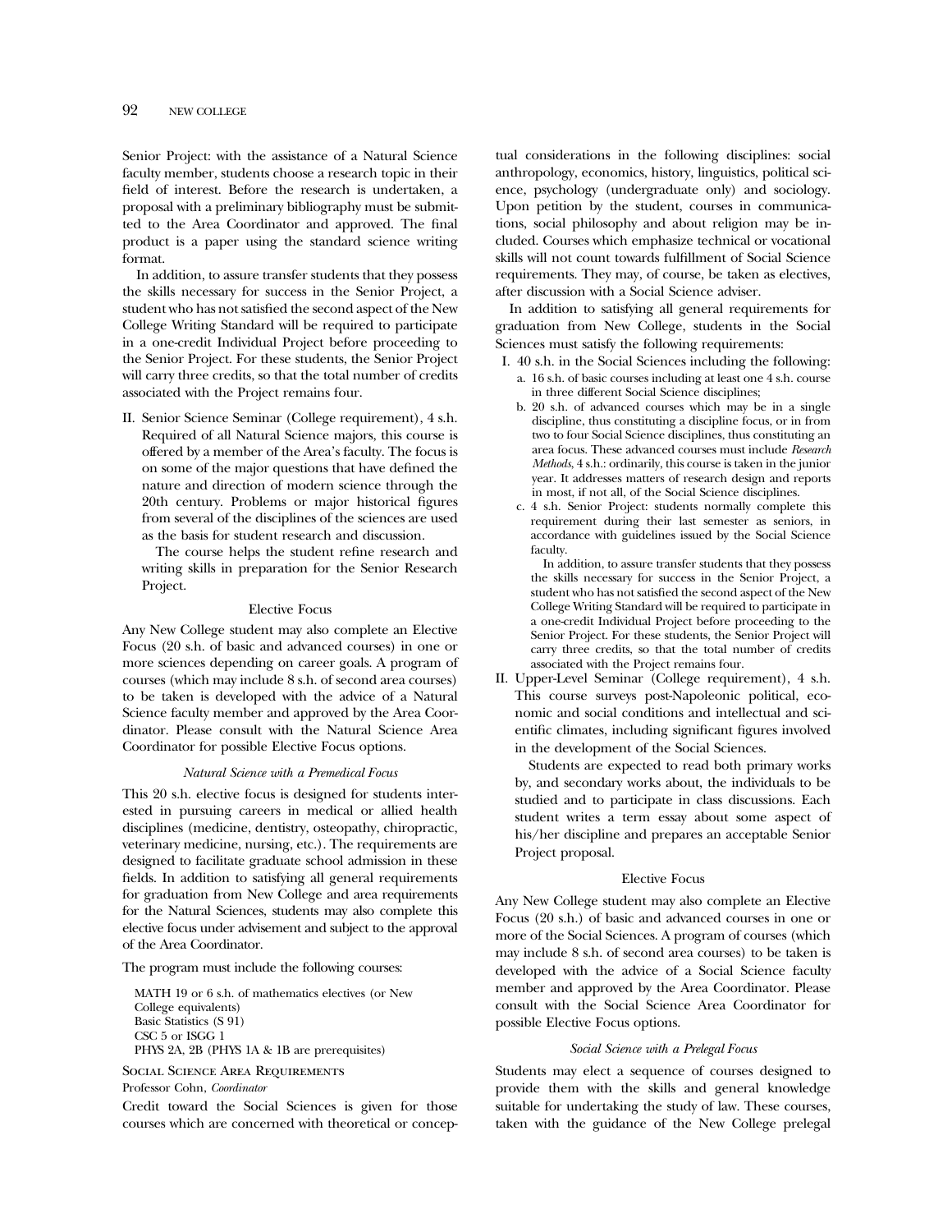Senior Project: with the assistance of a Natural Science faculty member, students choose a research topic in their field of interest. Before the research is undertaken, a proposal with a preliminary bibliography must be submitted to the Area Coordinator and approved. The final product is a paper using the standard science writing format.

In addition, to assure transfer students that they possess the skills necessary for success in the Senior Project, a student who has not satisfied the second aspect of the New College Writing Standard will be required to participate in a one-credit Individual Project before proceeding to the Senior Project. For these students, the Senior Project will carry three credits, so that the total number of credits associated with the Project remains four.

II. Senior Science Seminar (College requirement), 4 s.h. Required of all Natural Science majors, this course is offered by a member of the Area's faculty. The focus is on some of the major questions that have defined the nature and direction of modern science through the 20th century. Problems or major historical figures from several of the disciplines of the sciences are used as the basis for student research and discussion.

The course helps the student refine research and writing skills in preparation for the Senior Research Project.

### Elective Focus

Any New College student may also complete an Elective Focus (20 s.h. of basic and advanced courses) in one or more sciences depending on career goals. A program of courses (which may include 8 s.h. of second area courses) to be taken is developed with the advice of a Natural Science faculty member and approved by the Area Coordinator. Please consult with the Natural Science Area Coordinator for possible Elective Focus options.

#### *Natural Science with a Premedical Focus*

This 20 s.h. elective focus is designed for students interested in pursuing careers in medical or allied health disciplines (medicine, dentistry, osteopathy, chiropractic, veterinary medicine, nursing, etc.). The requirements are designed to facilitate graduate school admission in these fields. In addition to satisfying all general requirements for graduation from New College and area requirements for the Natural Sciences, students may also complete this elective focus under advisement and subject to the approval of the Area Coordinator.

The program must include the following courses:

MATH 19 or 6 s.h. of mathematics electives (or New College equivalents)
Basic Statistics (S 91)
CSC 5 or ISGG 1
PHYS 2A, 2B (PHYS 1A & 1B are prerequisites)

## Social Science Area Requirements

Professor Cohn, *Coordinator*

Credit toward the Social Sciences is given for those courses which are concerned with theoretical or conceptual considerations in the following disciplines: social anthropology, economics, history, linguistics, political science, psychology (undergraduate only) and sociology. Upon petition by the student, courses in communications, social philosophy and about religion may be included. Courses which emphasize technical or vocational skills will not count towards fulfillment of Social Science requirements. They may, of course, be taken as electives, after discussion with a Social Science adviser.

In addition to satisfying all general requirements for graduation from New College, students in the Social Sciences must satisfy the following requirements:

I. 40 s.h. in the Social Sciences including the following:
   a. 16 s.h. of basic courses including at least one 4 s.h. course in three different Social Science disciplines;
   b. 20 s.h. of advanced courses which may be in a single discipline, thus constituting a discipline focus, or in from two to four Social Science disciplines, thus constituting an area focus. These advanced courses must include *Research Methods*, 4 s.h.: ordinarily, this course is taken in the junior year. It addresses matters of research design and reports in most, if not all, of the Social Science disciplines.
   c. 4 s.h. Senior Project: students normally complete this requirement during their last semester as seniors, in accordance with guidelines issued by the Social Science faculty.

   In addition, to assure transfer students that they possess the skills necessary for success in the Senior Project, a student who has not satisfied the second aspect of the New College Writing Standard will be required to participate in a one-credit Individual Project before proceeding to the Senior Project. For these students, the Senior Project will carry three credits, so that the total number of credits associated with the Project remains four.

II. Upper-Level Seminar (College requirement), 4 s.h. This course surveys post-Napoleonic political, economic and social conditions and intellectual and scientific climates, including significant figures involved in the development of the Social Sciences.

Students are expected to read both primary works by, and secondary works about, the individuals to be studied and to participate in class discussions. Each student writes a term essay about some aspect of his/her discipline and prepares an acceptable Senior Project proposal.

### Elective Focus

Any New College student may also complete an Elective Focus (20 s.h.) of basic and advanced courses in one or more of the Social Sciences. A program of courses (which may include 8 s.h. of second area courses) to be taken is developed with the advice of a Social Science faculty member and approved by the Area Coordinator. Please consult with the Social Science Area Coordinator for possible Elective Focus options.

#### *Social Science with a Prelegal Focus*

Students may elect a sequence of courses designed to provide them with the skills and general knowledge suitable for undertaking the study of law. These courses, taken with the guidance of the New College prelegal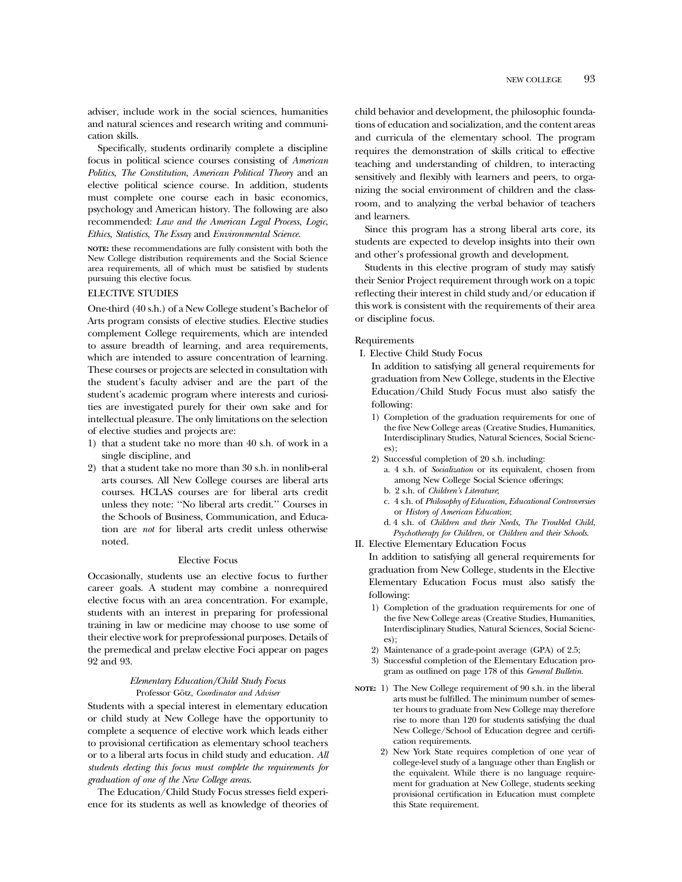adviser, include work in the social sciences, humanities and natural sciences and research writing and communication skills.

Specifically, students ordinarily complete a discipline focus in political science courses consisting of *American Politics*, *The Constitution*, *American Political Theory* and an elective political science course. In addition, students must complete one course each in basic economics, psychology and American history. The following are also recommended: *Law and the American Legal Process*, *Logic*, *Ethics*, *Statistics*, *The Essay* and *Environmental Science*.

**NOTE:** these recommendations are fully consistent with both the New College distribution requirements and the Social Science area requirements, all of which must be satisfied by students pursuing this elective focus.

## ELECTIVE STUDIES

One-third (40 s.h.) of a New College student's Bachelor of Arts program consists of elective studies. Elective studies complement College requirements, which are intended to assure breadth of learning, and area requirements, which are intended to assure concentration of learning. These courses or projects are selected in consultation with the student's faculty adviser and are the part of the student's academic program where interests and curiosities are investigated purely for their own sake and for intellectual pleasure. The only limitations on the selection of elective studies and projects are:

1) that a student take no more than 40 s.h. of work in a single discipline, and
2) that a student take no more than 30 s.h. in nonliberal arts courses. All New College courses are liberal arts courses. HCLAS courses are for liberal arts credit unless they note: ''No liberal arts credit.'' Courses in the Schools of Business, Communication, and Education are *not* for liberal arts credit unless otherwise noted.

### Elective Focus

Occasionally, students use an elective focus to further career goals. A student may combine a nonrequired elective focus with an area concentration. For example, students with an interest in preparing for professional training in law or medicine may choose to use some of their elective work for preprofessional purposes. Details of the premedical and prelaw elective Foci appear on pages 92 and 93.

### *Elementary Education/Child Study Focus*

Professor Götz, *Coordinator and Adviser*

Students with a special interest in elementary education or child study at New College have the opportunity to complete a sequence of elective work which leads either to provisional certification as elementary school teachers or to a liberal arts focus in child study and education. *All students electing this focus must complete the requirements for graduation of one of the New College areas.*

The Education/Child Study Focus stresses field experience for its students as well as knowledge of theories of child behavior and development, the philosophic foundations of education and socialization, and the content areas and curricula of the elementary school. The program requires the demonstration of skills critical to effective teaching and understanding of children, to interacting sensitively and flexibly with learners and peers, to organizing the social environment of children and the classroom, and to analyzing the verbal behavior of teachers and learners.

Since this program has a strong liberal arts core, its students are expected to develop insights into their own and other's professional growth and development.

Students in this elective program of study may satisfy their Senior Project requirement through work on a topic reflecting their interest in child study and/or education if this work is consistent with the requirements of their area or discipline focus.

Requirements

I. Elective Child Study Focus

In addition to satisfying all general requirements for graduation from New College, students in the Elective Education/Child Study Focus must also satisfy the following:

1) Completion of the graduation requirements for one of the five New College areas (Creative Studies, Humanities, Interdisciplinary Studies, Natural Sciences, Social Sciences);
2) Successful completion of 20 s.h. including:
   a. 4 s.h. of *Socialization* or its equivalent, chosen from among New College Social Science offerings;
   b. 2 s.h. of *Children's Literature*;
   c. 4 s.h. of *Philosophy of Education, Educational Controversies* or *History of American Education*;
   d. 4 s.h. of *Children and their Needs, The Troubled Child, Psychotherapy for Children*, or *Children and their Schools*.

II. Elective Elementary Education Focus

In addition to satisfying all general requirements for graduation from New College, students in the Elective Elementary Education Focus must also satisfy the following:

1) Completion of the graduation requirements for one of the five New College areas (Creative Studies, Humanities, Interdisciplinary Studies, Natural Sciences, Social Sciences);
2) Maintenance of a grade-point average (GPA) of 2.5;
3) Successful completion of the Elementary Education program as outlined on page 178 of this *General Bulletin*.

**NOTE:** 1) The New College requirement of 90 s.h. in the liberal arts must be fulfilled. The minimum number of semester hours to graduate from New College may therefore rise to more than 120 for students satisfying the dual New College/School of Education degree and certification requirements.

2) New York State requires completion of one year of college-level study of a language other than English or the equivalent. While there is no language requirement for graduation at New College, students seeking provisional certification in Education must complete this State requirement.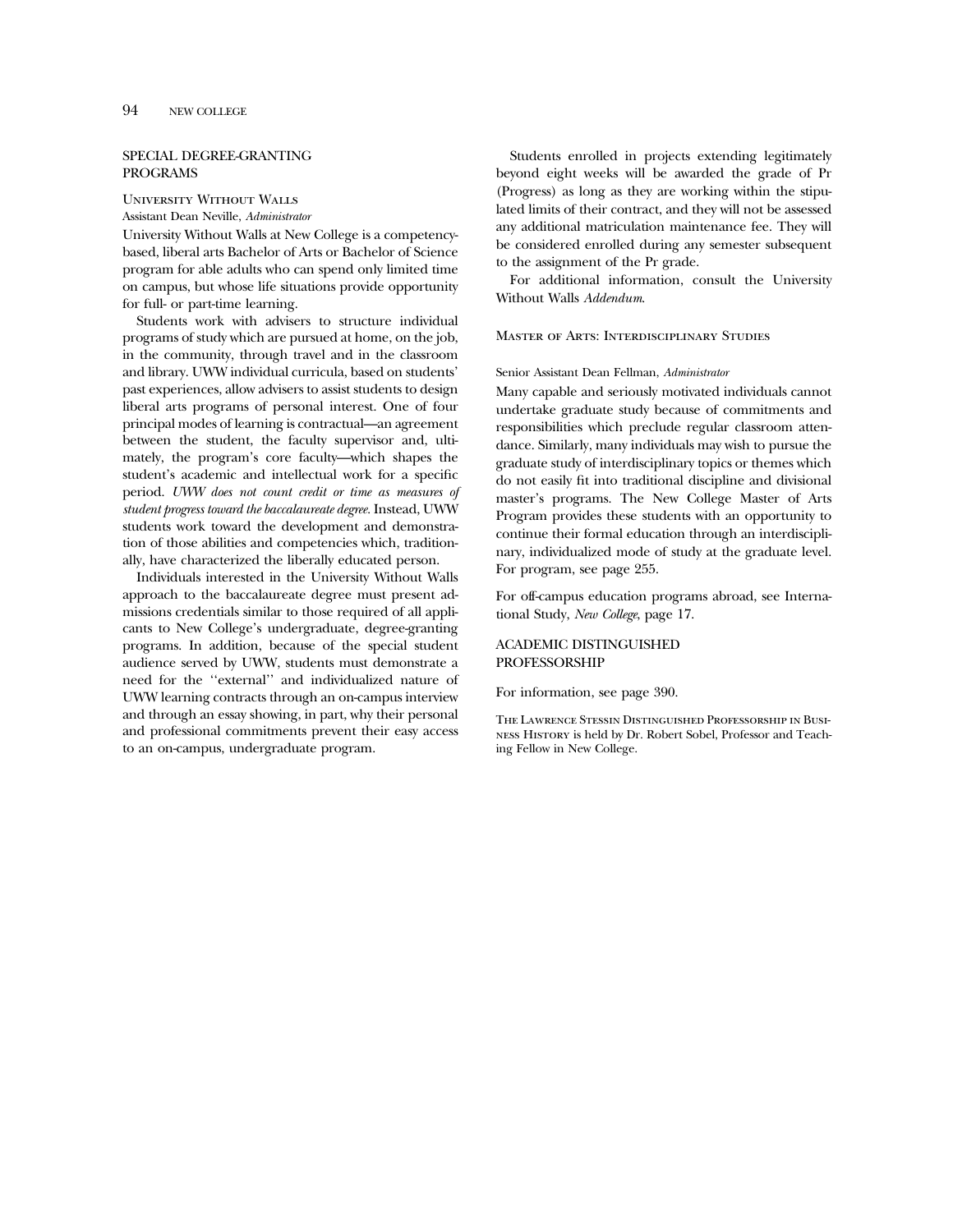## SPECIAL DEGREE-GRANTING PROGRAMS

### University Without Walls

Assistant Dean Neville, *Administrator*

University Without Walls at New College is a competency-based, liberal arts Bachelor of Arts or Bachelor of Science program for able adults who can spend only limited time on campus, but whose life situations provide opportunity for full- or part-time learning.

Students work with advisers to structure individual programs of study which are pursued at home, on the job, in the community, through travel and in the classroom and library. UWW individual curricula, based on students' past experiences, allow advisers to assist students to design liberal arts programs of personal interest. One of four principal modes of learning is contractual—an agreement between the student, the faculty supervisor and, ultimately, the program's core faculty—which shapes the student's academic and intellectual work for a specific period. *UWW does not count credit or time as measures of student progress toward the baccalaureate degree.* Instead, UWW students work toward the development and demonstration of those abilities and competencies which, traditionally, have characterized the liberally educated person.

Individuals interested in the University Without Walls approach to the baccalaureate degree must present admissions credentials similar to those required of all applicants to New College's undergraduate, degree-granting programs. In addition, because of the special student audience served by UWW, students must demonstrate a need for the ''external'' and individualized nature of UWW learning contracts through an on-campus interview and through an essay showing, in part, why their personal and professional commitments prevent their easy access to an on-campus, undergraduate program.

Students enrolled in projects extending legitimately beyond eight weeks will be awarded the grade of Pr (Progress) as long as they are working within the stipulated limits of their contract, and they will not be assessed any additional matriculation maintenance fee. They will be considered enrolled during any semester subsequent to the assignment of the Pr grade.

For additional information, consult the University Without Walls *Addendum*.

### Master of Arts: Interdisciplinary Studies

Senior Assistant Dean Fellman, *Administrator*

Many capable and seriously motivated individuals cannot undertake graduate study because of commitments and responsibilities which preclude regular classroom attendance. Similarly, many individuals may wish to pursue the graduate study of interdisciplinary topics or themes which do not easily fit into traditional discipline and divisional master's programs. The New College Master of Arts Program provides these students with an opportunity to continue their formal education through an interdisciplinary, individualized mode of study at the graduate level. For program, see page 255.

For off-campus education programs abroad, see International Study, *New College*, page 17.

## ACADEMIC DISTINGUISHED PROFESSORSHIP

For information, see page 390.

The Lawrence Stessin Distinguished Professorship in Business History is held by Dr. Robert Sobel, Professor and Teaching Fellow in New College.